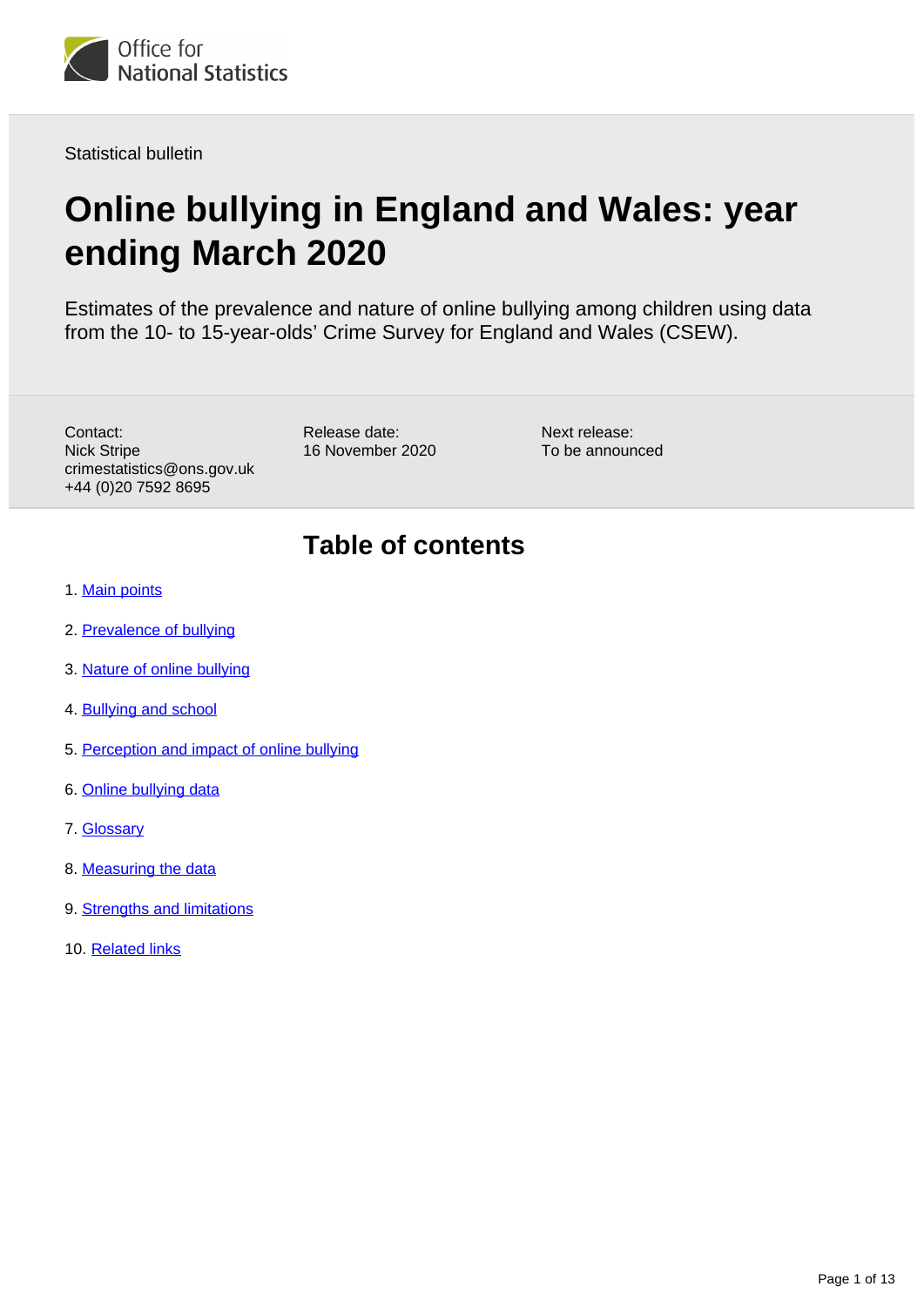Office for National Statistics

Statistical bulletin

# Online bullying in England and Wales: year ending March 2020

Estimates of the prevalence and nature of online bullying among children using data from the 10- to 15-year-olds' Crime Survey for England and Wales (CSEW).

Contact:
Nick Stripe
crimestatistics@ons.gov.uk
+44 (0)20 7592 8695

Release date:
16 November 2020

Next release:
To be announced

## Table of contents

1. Main points
2. Prevalence of bullying
3. Nature of online bullying
4. Bullying and school
5. Perception and impact of online bullying
6. Online bullying data
7. Glossary
8. Measuring the data
9. Strengths and limitations
10. Related links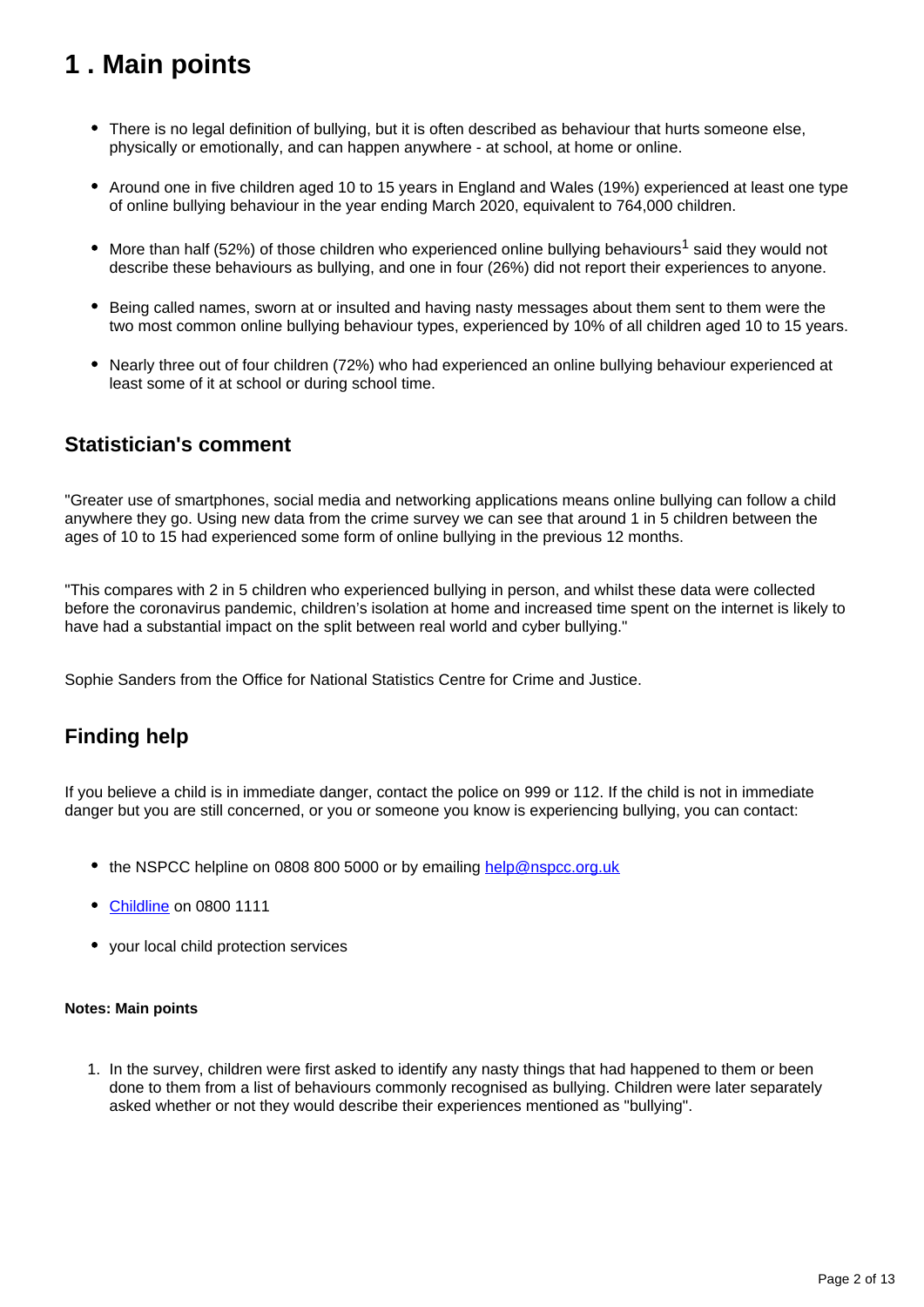# 1 . Main points

- There is no legal definition of bullying, but it is often described as behaviour that hurts someone else, physically or emotionally, and can happen anywhere - at school, at home or online.
- Around one in five children aged 10 to 15 years in England and Wales (19%) experienced at least one type of online bullying behaviour in the year ending March 2020, equivalent to 764,000 children.
- More than half (52%) of those children who experienced online bullying behaviours[1] said they would not describe these behaviours as bullying, and one in four (26%) did not report their experiences to anyone.
- Being called names, sworn at or insulted and having nasty messages about them sent to them were the two most common online bullying behaviour types, experienced by 10% of all children aged 10 to 15 years.
- Nearly three out of four children (72%) who had experienced an online bullying behaviour experienced at least some of it at school or during school time.

## Statistician's comment

"Greater use of smartphones, social media and networking applications means online bullying can follow a child anywhere they go. Using new data from the crime survey we can see that around 1 in 5 children between the ages of 10 to 15 had experienced some form of online bullying in the previous 12 months.

"This compares with 2 in 5 children who experienced bullying in person, and whilst these data were collected before the coronavirus pandemic, children's isolation at home and increased time spent on the internet is likely to have had a substantial impact on the split between real world and cyber bullying."

Sophie Sanders from the Office for National Statistics Centre for Crime and Justice.

## Finding help

If you believe a child is in immediate danger, contact the police on 999 or 112. If the child is not in immediate danger but you are still concerned, or you or someone you know is experiencing bullying, you can contact:

- the NSPCC helpline on 0808 800 5000 or by emailing help@nspcc.org.uk
- Childline on 0800 1111
- your local child protection services

#### Notes: Main points

1. In the survey, children were first asked to identify any nasty things that had happened to them or been done to them from a list of behaviours commonly recognised as bullying. Children were later separately asked whether or not they would describe their experiences mentioned as "bullying".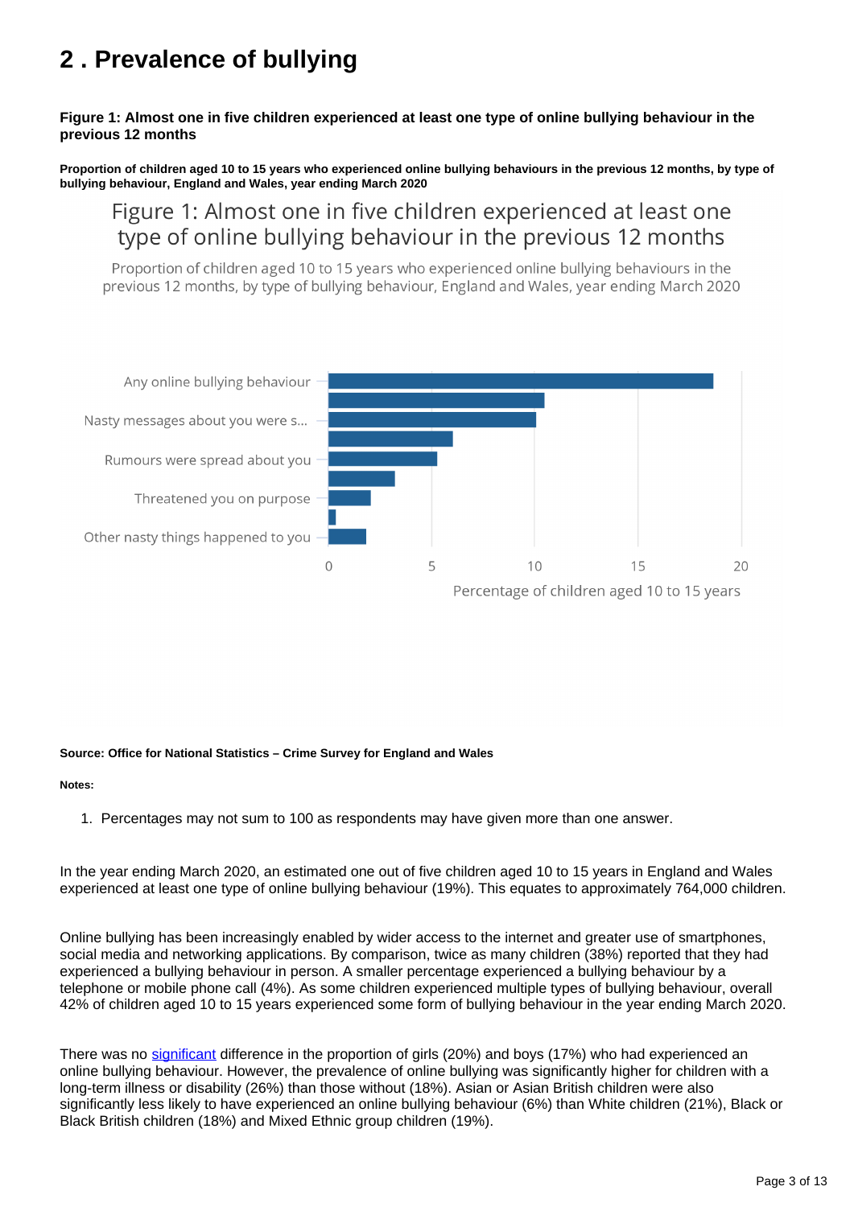# 2 . Prevalence of bullying

**Figure 1: Almost one in five children experienced at least one type of online bullying behaviour in the previous 12 months**

**Proportion of children aged 10 to 15 years who experienced online bullying behaviours in the previous 12 months, by type of bullying behaviour, England and Wales, year ending March 2020**

Figure 1: Almost one in five children experienced at least one type of online bullying behaviour in the previous 12 months

Proportion of children aged 10 to 15 years who experienced online bullying behaviours in the previous 12 months, by type of bullying behaviour, England and Wales, year ending March 2020

Any online bullying behaviour

Nasty messages about you were s...

Rumours were spread about you

Threatened you on purpose

Other nasty things happened to you

0 5 10 15 20

Percentage of children aged 10 to 15 years

**Source: Office for National Statistics – Crime Survey for England and Wales**

**Notes:**

1. Percentages may not sum to 100 as respondents may have given more than one answer.

In the year ending March 2020, an estimated one out of five children aged 10 to 15 years in England and Wales experienced at least one type of online bullying behaviour (19%). This equates to approximately 764,000 children.

Online bullying has been increasingly enabled by wider access to the internet and greater use of smartphones, social media and networking applications. By comparison, twice as many children (38%) reported that they had experienced a bullying behaviour in person. A smaller percentage experienced a bullying behaviour by a telephone or mobile phone call (4%). As some children experienced multiple types of bullying behaviour, overall 42% of children aged 10 to 15 years experienced some form of bullying behaviour in the year ending March 2020.

There was no significant difference in the proportion of girls (20%) and boys (17%) who had experienced an online bullying behaviour. However, the prevalence of online bullying was significantly higher for children with a long-term illness or disability (26%) than those without (18%). Asian or Asian British children were also significantly less likely to have experienced an online bullying behaviour (6%) than White children (21%), Black or Black British children (18%) and Mixed Ethnic group children (19%).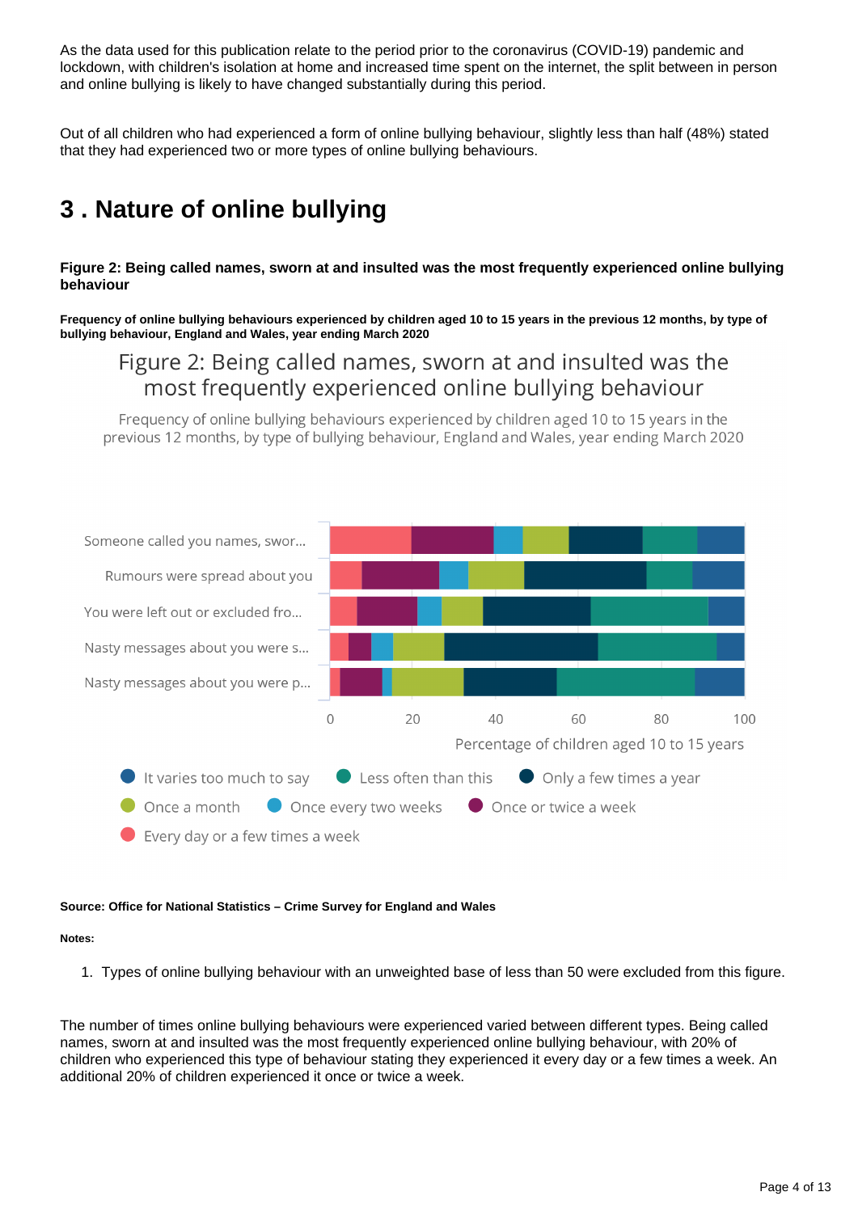As the data used for this publication relate to the period prior to the coronavirus (COVID-19) pandemic and lockdown, with children's isolation at home and increased time spent on the internet, the split between in person and online bullying is likely to have changed substantially during this period.

Out of all children who had experienced a form of online bullying behaviour, slightly less than half (48%) stated that they had experienced two or more types of online bullying behaviours.

## 3 . Nature of online bullying

**Figure 2: Being called names, sworn at and insulted was the most frequently experienced online bullying behaviour**

**Frequency of online bullying behaviours experienced by children aged 10 to 15 years in the previous 12 months, by type of bullying behaviour, England and Wales, year ending March 2020**

Figure 2: Being called names, sworn at and insulted was the most frequently experienced online bullying behaviour

Frequency of online bullying behaviours experienced by children aged 10 to 15 years in the previous 12 months, by type of bullying behaviour, England and Wales, year ending March 2020

Someone called you names, swor...
Rumours were spread about you
You were left out or excluded fro...
Nasty messages about you were s...
Nasty messages about you were p...

0 20 40 60 80 100

Percentage of children aged 10 to 15 years

It varies too much to say | Less often than this | Only a few times a year | Once a month | Once every two weeks | Once or twice a week | Every day or a few times a week

**Source: Office for National Statistics – Crime Survey for England and Wales**

**Notes:**

1. Types of online bullying behaviour with an unweighted base of less than 50 were excluded from this figure.

The number of times online bullying behaviours were experienced varied between different types. Being called names, sworn at and insulted was the most frequently experienced online bullying behaviour, with 20% of children who experienced this type of behaviour stating they experienced it every day or a few times a week. An additional 20% of children experienced it once or twice a week.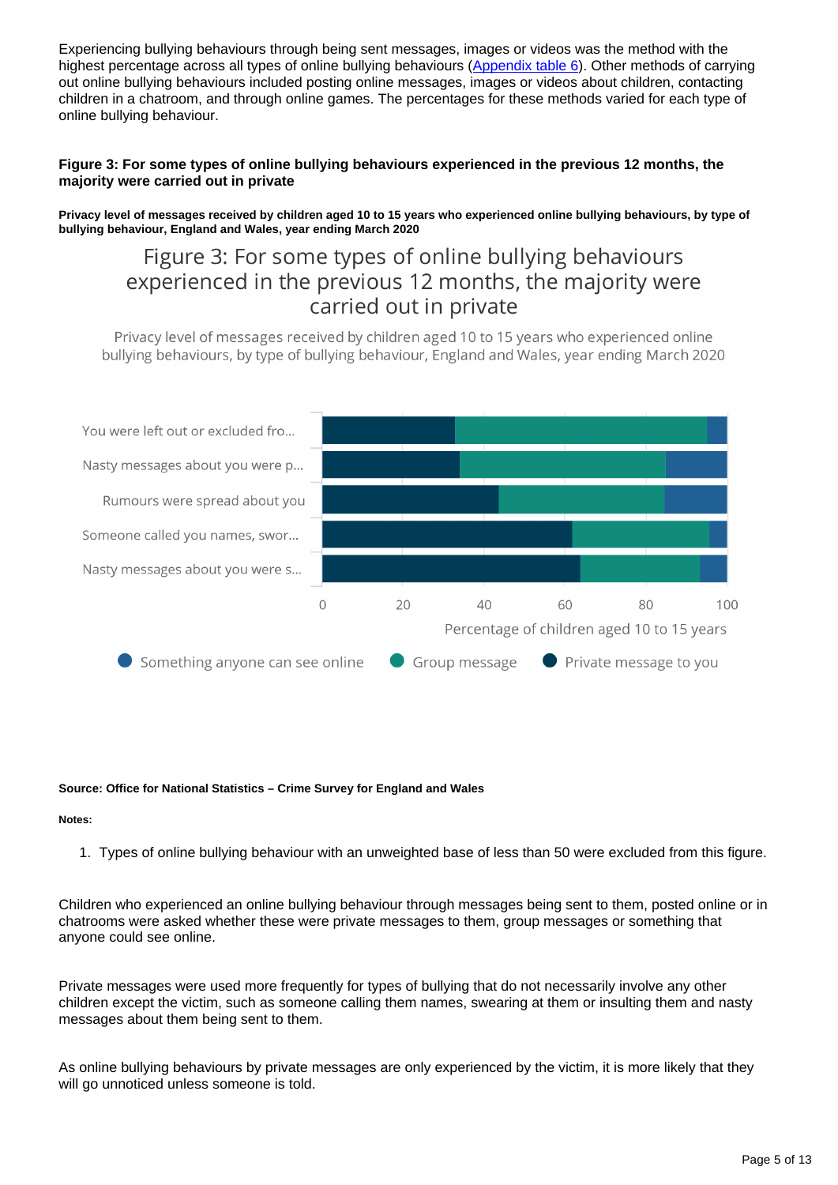Experiencing bullying behaviours through being sent messages, images or videos was the method with the highest percentage across all types of online bullying behaviours (Appendix table 6). Other methods of carrying out online bullying behaviours included posting online messages, images or videos about children, contacting children in a chatroom, and through online games. The percentages for these methods varied for each type of online bullying behaviour.

#### Figure 3: For some types of online bullying behaviours experienced in the previous 12 months, the majority were carried out in private

**Privacy level of messages received by children aged 10 to 15 years who experienced online bullying behaviours, by type of bullying behaviour, England and Wales, year ending March 2020**

Figure 3: For some types of online bullying behaviours experienced in the previous 12 months, the majority were carried out in private

Privacy level of messages received by children aged 10 to 15 years who experienced online bullying behaviours, by type of bullying behaviour, England and Wales, year ending March 2020

You were left out or excluded fro...
Nasty messages about you were p...
Rumours were spread about you
Someone called you names, swor...
Nasty messages about you were s...

0 20 40 60 80 100

Percentage of children aged 10 to 15 years

Something anyone can see online | Group message | Private message to you

**Source: Office for National Statistics – Crime Survey for England and Wales**

**Notes:**

1. Types of online bullying behaviour with an unweighted base of less than 50 were excluded from this figure.

Children who experienced an online bullying behaviour through messages being sent to them, posted online or in chatrooms were asked whether these were private messages to them, group messages or something that anyone could see online.

Private messages were used more frequently for types of bullying that do not necessarily involve any other children except the victim, such as someone calling them names, swearing at them or insulting them and nasty messages about them being sent to them.

As online bullying behaviours by private messages are only experienced by the victim, it is more likely that they will go unnoticed unless someone is told.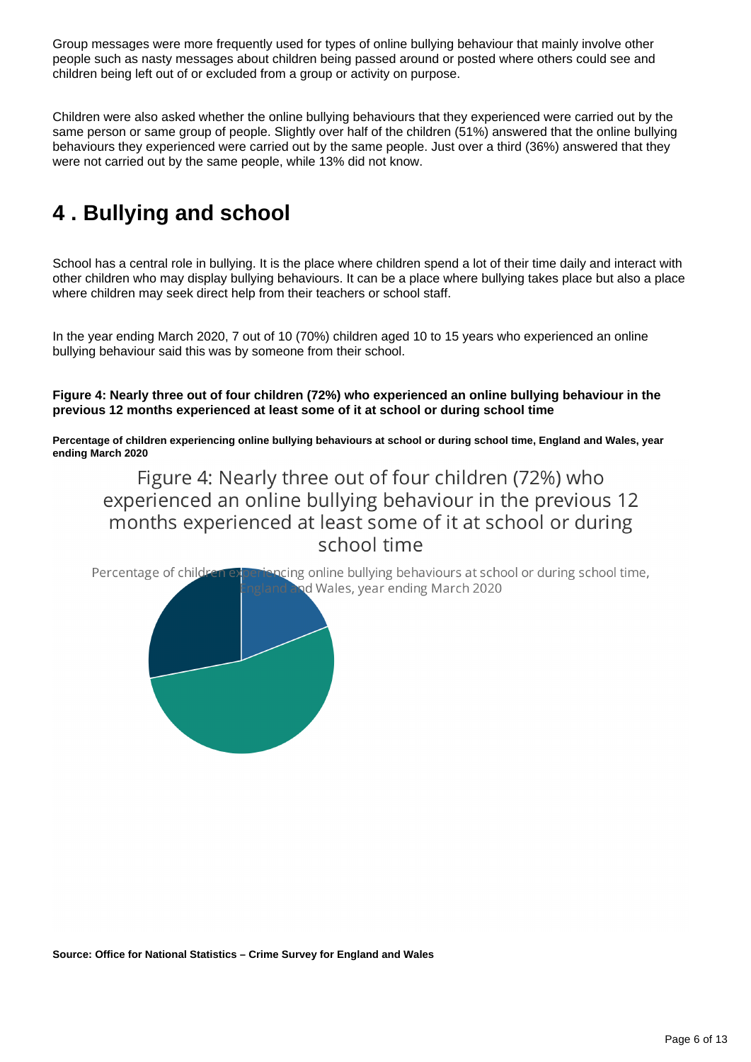Group messages were more frequently used for types of online bullying behaviour that mainly involve other people such as nasty messages about children being passed around or posted where others could see and children being left out of or excluded from a group or activity on purpose.

Children were also asked whether the online bullying behaviours that they experienced were carried out by the same person or same group of people. Slightly over half of the children (51%) answered that the online bullying behaviours they experienced were carried out by the same people. Just over a third (36%) answered that they were not carried out by the same people, while 13% did not know.

# 4 . Bullying and school

School has a central role in bullying. It is the place where children spend a lot of their time daily and interact with other children who may display bullying behaviours. It can be a place where bullying takes place but also a place where children may seek direct help from their teachers or school staff.

In the year ending March 2020, 7 out of 10 (70%) children aged 10 to 15 years who experienced an online bullying behaviour said this was by someone from their school.

**Figure 4: Nearly three out of four children (72%) who experienced an online bullying behaviour in the previous 12 months experienced at least some of it at school or during school time**

**Percentage of children experiencing online bullying behaviours at school or during school time, England and Wales, year ending March 2020**

Figure 4: Nearly three out of four children (72%) who experienced an online bullying behaviour in the previous 12 months experienced at least some of it at school or during school time

Percentage of children experiencing online bullying behaviours at school or during school time, England and Wales, year ending March 2020

**Source: Office for National Statistics – Crime Survey for England and Wales**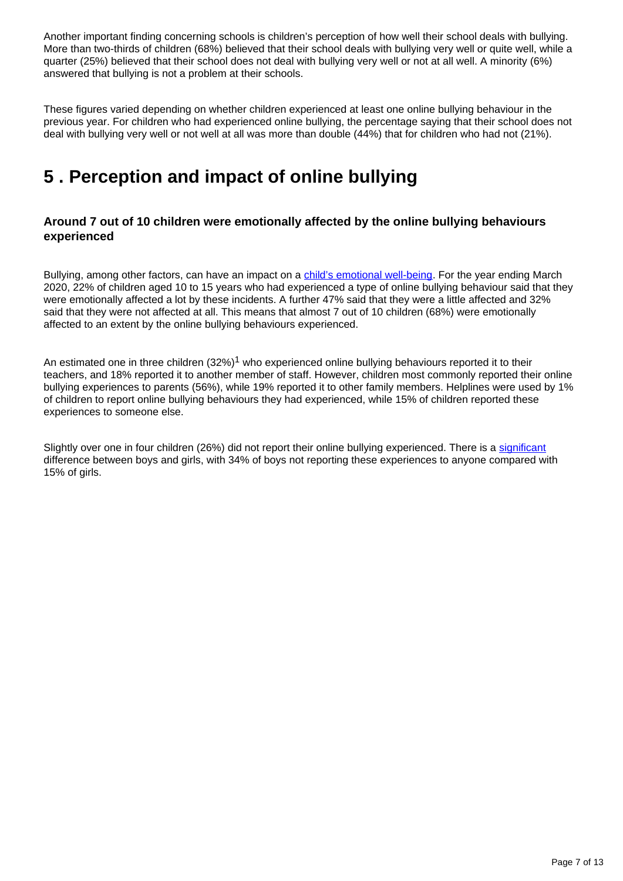Another important finding concerning schools is children's perception of how well their school deals with bullying. More than two-thirds of children (68%) believed that their school deals with bullying very well or quite well, while a quarter (25%) believed that their school does not deal with bullying very well or not at all well. A minority (6%) answered that bullying is not a problem at their schools.

These figures varied depending on whether children experienced at least one online bullying behaviour in the previous year. For children who had experienced online bullying, the percentage saying that their school does not deal with bullying very well or not well at all was more than double (44%) that for children who had not (21%).

# 5 . Perception and impact of online bullying

### Around 7 out of 10 children were emotionally affected by the online bullying behaviours experienced

Bullying, among other factors, can have an impact on a child's emotional well-being. For the year ending March 2020, 22% of children aged 10 to 15 years who had experienced a type of online bullying behaviour said that they were emotionally affected a lot by these incidents. A further 47% said that they were a little affected and 32% said that they were not affected at all. This means that almost 7 out of 10 children (68%) were emotionally affected to an extent by the online bullying behaviours experienced.

An estimated one in three children (32%)[1] who experienced online bullying behaviours reported it to their teachers, and 18% reported it to another member of staff. However, children most commonly reported their online bullying experiences to parents (56%), while 19% reported it to other family members. Helplines were used by 1% of children to report online bullying behaviours they had experienced, while 15% of children reported these experiences to someone else.

Slightly over one in four children (26%) did not report their online bullying experienced. There is a significant difference between boys and girls, with 34% of boys not reporting these experiences to anyone compared with 15% of girls.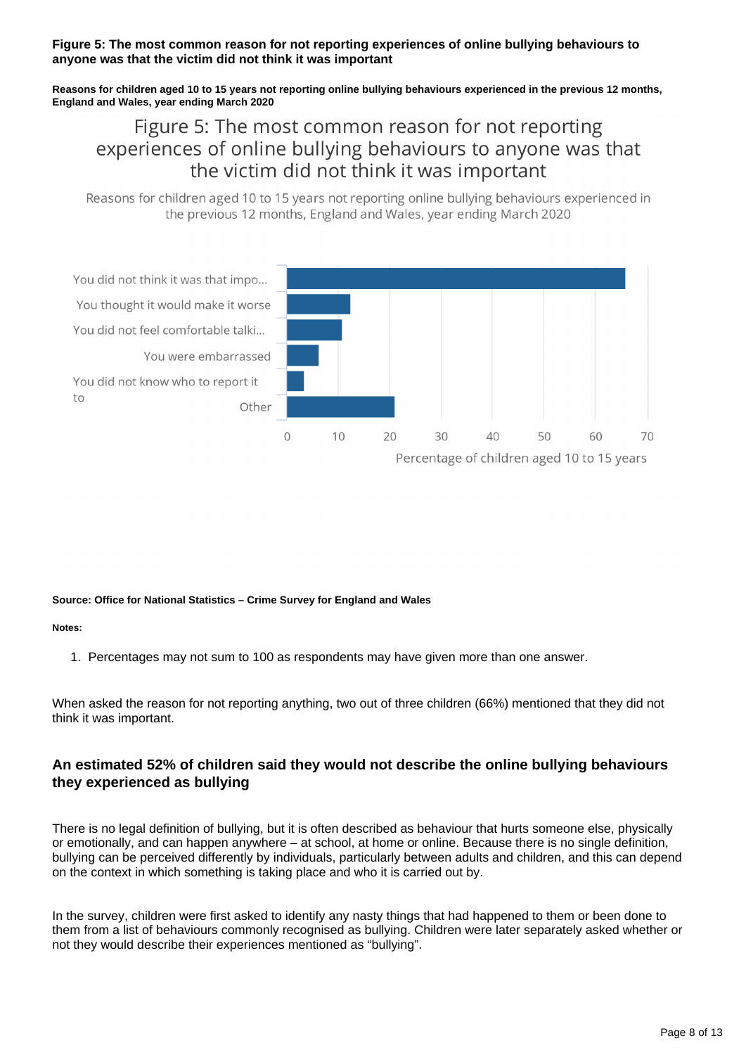**Figure 5: The most common reason for not reporting experiences of online bullying behaviours to anyone was that the victim did not think it was important**

**Reasons for children aged 10 to 15 years not reporting online bullying behaviours experienced in the previous 12 months, England and Wales, year ending March 2020**

Figure 5: The most common reason for not reporting experiences of online bullying behaviours to anyone was that the victim did not think it was important

Reasons for children aged 10 to 15 years not reporting online bullying behaviours experienced in the previous 12 months, England and Wales, year ending March 2020

| Reason | Percentage of children aged 10 to 15 years |
|---|---|
| You did not think it was that impo... | ~66 |
| You thought it would make it worse | ~12 |
| You did not feel comfortable talki... | ~11 |
| You were embarrassed | ~6 |
| You did not know who to report it to | ~3 |
| Other | ~21 |

**Source: Office for National Statistics – Crime Survey for England and Wales**

**Notes:**

1. Percentages may not sum to 100 as respondents may have given more than one answer.

When asked the reason for not reporting anything, two out of three children (66%) mentioned that they did not think it was important.

### An estimated 52% of children said they would not describe the online bullying behaviours they experienced as bullying

There is no legal definition of bullying, but it is often described as behaviour that hurts someone else, physically or emotionally, and can happen anywhere – at school, at home or online. Because there is no single definition, bullying can be perceived differently by individuals, particularly between adults and children, and this can depend on the context in which something is taking place and who it is carried out by.

In the survey, children were first asked to identify any nasty things that had happened to them or been done to them from a list of behaviours commonly recognised as bullying. Children were later separately asked whether or not they would describe their experiences mentioned as "bullying".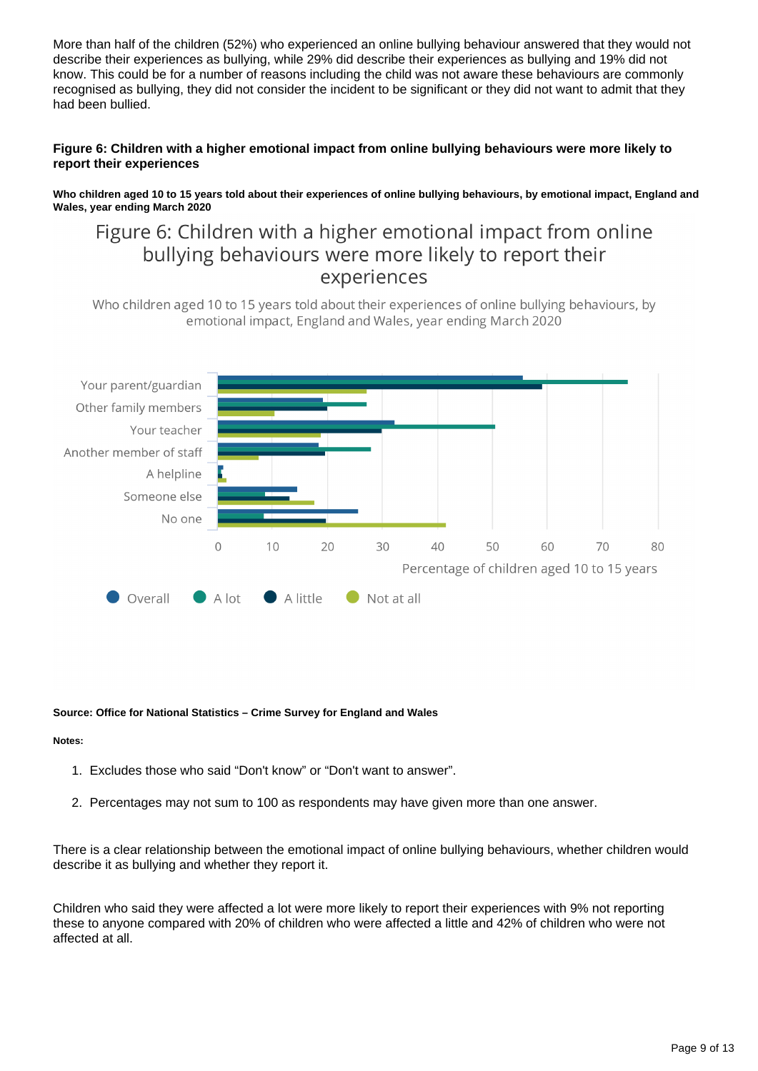More than half of the children (52%) who experienced an online bullying behaviour answered that they would not describe their experiences as bullying, while 29% did describe their experiences as bullying and 19% did not know. This could be for a number of reasons including the child was not aware these behaviours are commonly recognised as bullying, they did not consider the incident to be significant or they did not want to admit that they had been bullied.

**Figure 6: Children with a higher emotional impact from online bullying behaviours were more likely to report their experiences**

**Who children aged 10 to 15 years told about their experiences of online bullying behaviours, by emotional impact, England and Wales, year ending March 2020**

Figure 6: Children with a higher emotional impact from online bullying behaviours were more likely to report their experiences

Who children aged 10 to 15 years told about their experiences of online bullying behaviours, by emotional impact, England and Wales, year ending March 2020

**Source: Office for National Statistics – Crime Survey for England and Wales**

**Notes:**

1. Excludes those who said "Don't know" or "Don't want to answer".
2. Percentages may not sum to 100 as respondents may have given more than one answer.

There is a clear relationship between the emotional impact of online bullying behaviours, whether children would describe it as bullying and whether they report it.

Children who said they were affected a lot were more likely to report their experiences with 9% not reporting these to anyone compared with 20% of children who were affected a little and 42% of children who were not affected at all.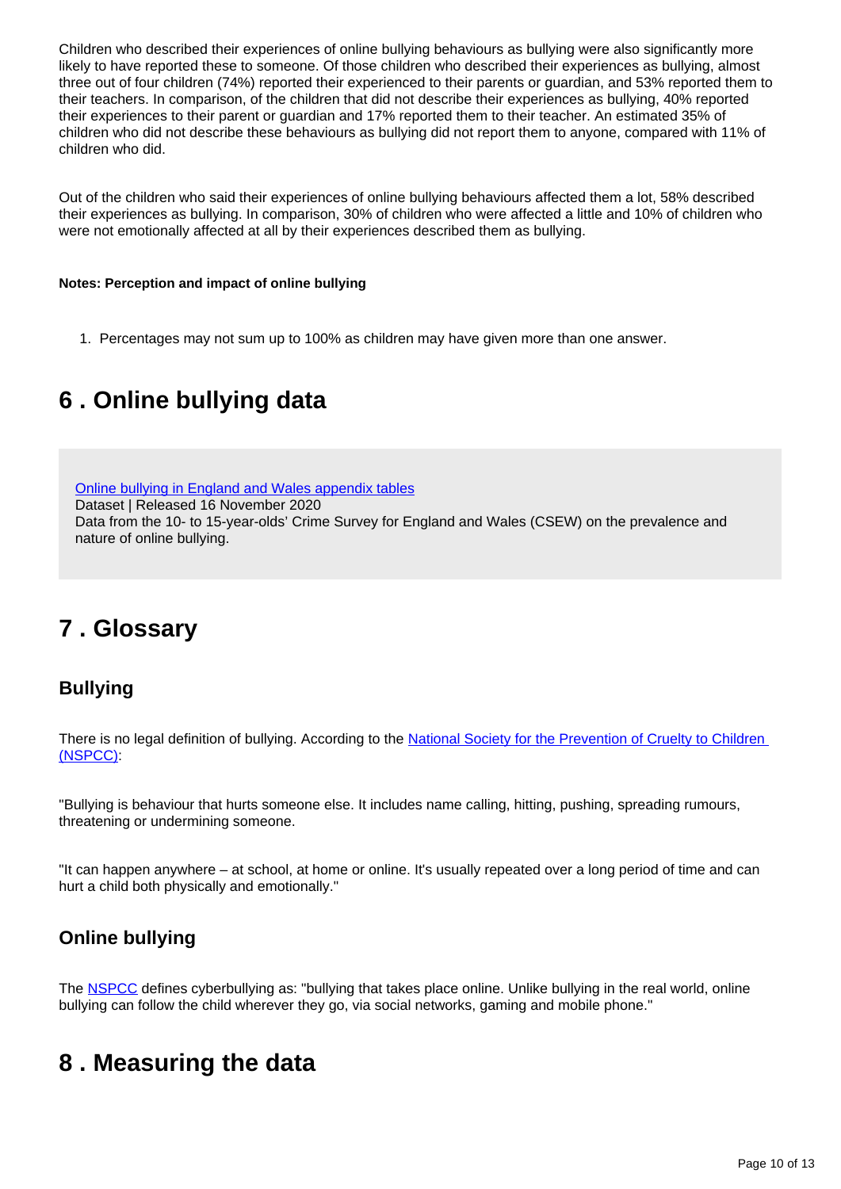Children who described their experiences of online bullying behaviours as bullying were also significantly more likely to have reported these to someone. Of those children who described their experiences as bullying, almost three out of four children (74%) reported their experienced to their parents or guardian, and 53% reported them to their teachers. In comparison, of the children that did not describe their experiences as bullying, 40% reported their experiences to their parent or guardian and 17% reported them to their teacher. An estimated 35% of children who did not describe these behaviours as bullying did not report them to anyone, compared with 11% of children who did.

Out of the children who said their experiences of online bullying behaviours affected them a lot, 58% described their experiences as bullying. In comparison, 30% of children who were affected a little and 10% of children who were not emotionally affected at all by their experiences described them as bullying.

**Notes: Perception and impact of online bullying**

1. Percentages may not sum up to 100% as children may have given more than one answer.

# 6 . Online bullying data

Online bullying in England and Wales appendix tables
Dataset | Released 16 November 2020
Data from the 10- to 15-year-olds' Crime Survey for England and Wales (CSEW) on the prevalence and nature of online bullying.

# 7 . Glossary

## Bullying

There is no legal definition of bullying. According to the National Society for the Prevention of Cruelty to Children (NSPCC):

"Bullying is behaviour that hurts someone else. It includes name calling, hitting, pushing, spreading rumours, threatening or undermining someone.

"It can happen anywhere – at school, at home or online. It's usually repeated over a long period of time and can hurt a child both physically and emotionally."

## Online bullying

The NSPCC defines cyberbullying as: "bullying that takes place online. Unlike bullying in the real world, online bullying can follow the child wherever they go, via social networks, gaming and mobile phone."

# 8 . Measuring the data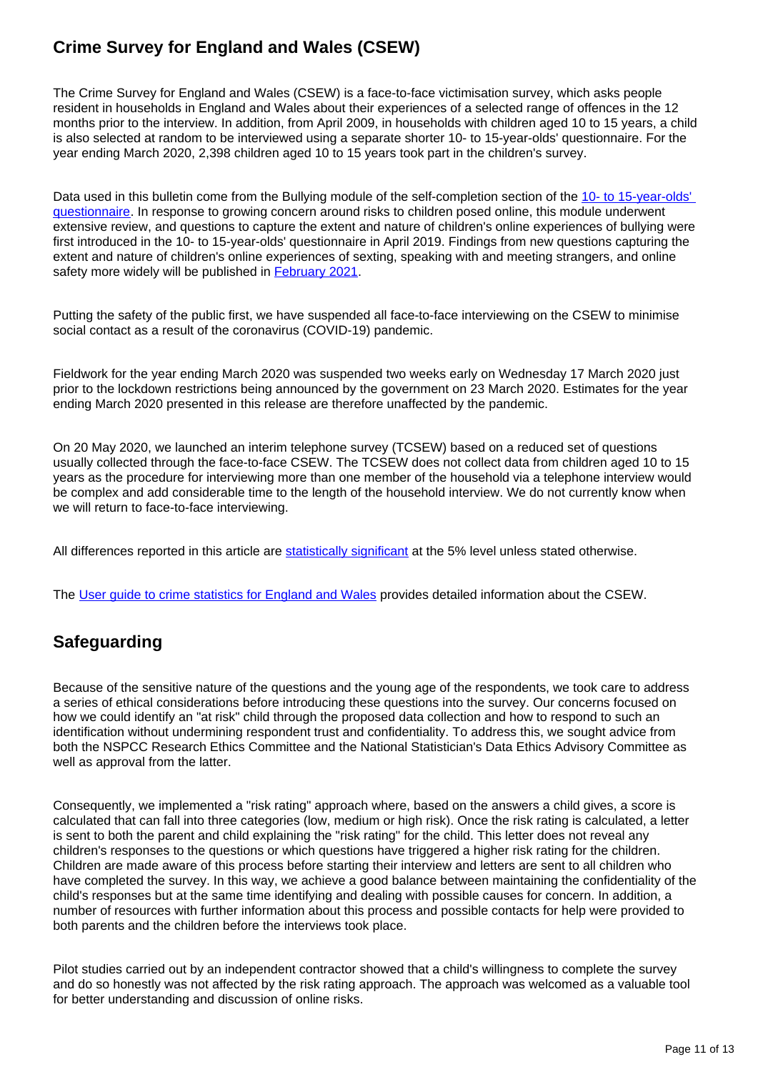## Crime Survey for England and Wales (CSEW)

The Crime Survey for England and Wales (CSEW) is a face-to-face victimisation survey, which asks people resident in households in England and Wales about their experiences of a selected range of offences in the 12 months prior to the interview. In addition, from April 2009, in households with children aged 10 to 15 years, a child is also selected at random to be interviewed using a separate shorter 10- to 15-year-olds' questionnaire. For the year ending March 2020, 2,398 children aged 10 to 15 years took part in the children's survey.

Data used in this bulletin come from the Bullying module of the self-completion section of the [10- to 15-year-olds' questionnaire](). In response to growing concern around risks to children posed online, this module underwent extensive review, and questions to capture the extent and nature of children's online experiences of bullying were first introduced in the 10- to 15-year-olds' questionnaire in April 2019. Findings from new questions capturing the extent and nature of children's online experiences of sexting, speaking with and meeting strangers, and online safety more widely will be published in [February 2021]().

Putting the safety of the public first, we have suspended all face-to-face interviewing on the CSEW to minimise social contact as a result of the coronavirus (COVID-19) pandemic.

Fieldwork for the year ending March 2020 was suspended two weeks early on Wednesday 17 March 2020 just prior to the lockdown restrictions being announced by the government on 23 March 2020. Estimates for the year ending March 2020 presented in this release are therefore unaffected by the pandemic.

On 20 May 2020, we launched an interim telephone survey (TCSEW) based on a reduced set of questions usually collected through the face-to-face CSEW. The TCSEW does not collect data from children aged 10 to 15 years as the procedure for interviewing more than one member of the household via a telephone interview would be complex and add considerable time to the length of the household interview. We do not currently know when we will return to face-to-face interviewing.

All differences reported in this article are [statistically significant]() at the 5% level unless stated otherwise.

The [User guide to crime statistics for England and Wales]() provides detailed information about the CSEW.

## Safeguarding

Because of the sensitive nature of the questions and the young age of the respondents, we took care to address a series of ethical considerations before introducing these questions into the survey. Our concerns focused on how we could identify an "at risk" child through the proposed data collection and how to respond to such an identification without undermining respondent trust and confidentiality. To address this, we sought advice from both the NSPCC Research Ethics Committee and the National Statistician's Data Ethics Advisory Committee as well as approval from the latter.

Consequently, we implemented a "risk rating" approach where, based on the answers a child gives, a score is calculated that can fall into three categories (low, medium or high risk). Once the risk rating is calculated, a letter is sent to both the parent and child explaining the "risk rating" for the child. This letter does not reveal any children's responses to the questions or which questions have triggered a higher risk rating for the children. Children are made aware of this process before starting their interview and letters are sent to all children who have completed the survey. In this way, we achieve a good balance between maintaining the confidentiality of the child's responses but at the same time identifying and dealing with possible causes for concern. In addition, a number of resources with further information about this process and possible contacts for help were provided to both parents and the children before the interviews took place.

Pilot studies carried out by an independent contractor showed that a child's willingness to complete the survey and do so honestly was not affected by the risk rating approach. The approach was welcomed as a valuable tool for better understanding and discussion of online risks.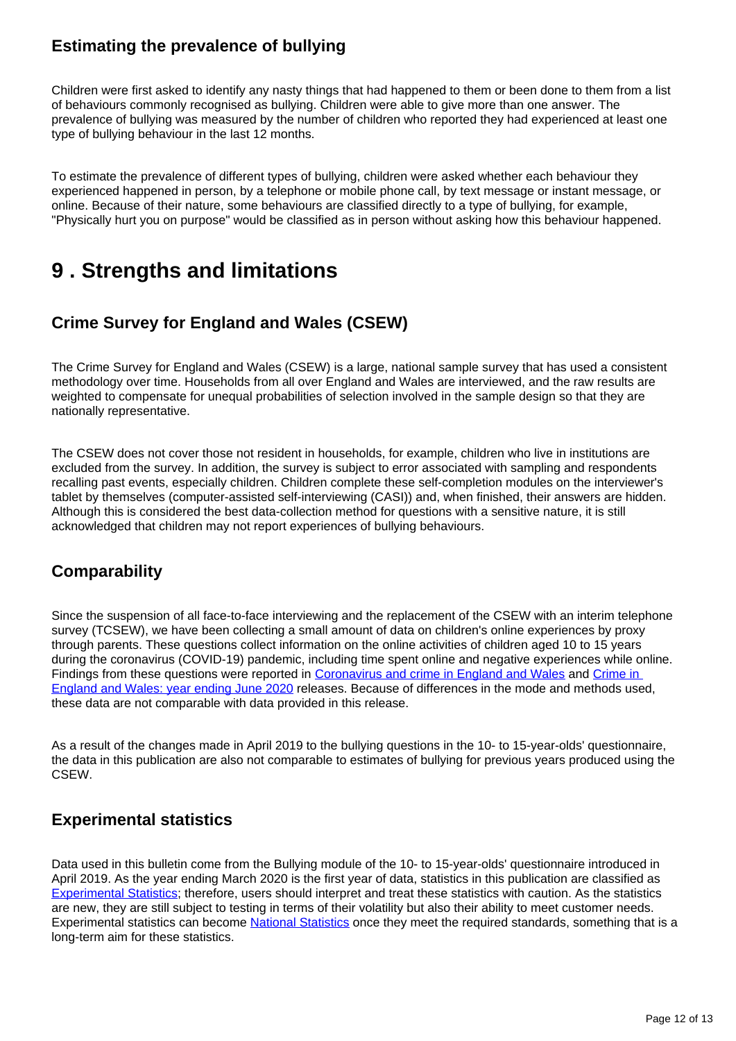### Estimating the prevalence of bullying

Children were first asked to identify any nasty things that had happened to them or been done to them from a list of behaviours commonly recognised as bullying. Children were able to give more than one answer. The prevalence of bullying was measured by the number of children who reported they had experienced at least one type of bullying behaviour in the last 12 months.

To estimate the prevalence of different types of bullying, children were asked whether each behaviour they experienced happened in person, by a telephone or mobile phone call, by text message or instant message, or online. Because of their nature, some behaviours are classified directly to a type of bullying, for example, "Physically hurt you on purpose" would be classified as in person without asking how this behaviour happened.

## 9 . Strengths and limitations

### Crime Survey for England and Wales (CSEW)

The Crime Survey for England and Wales (CSEW) is a large, national sample survey that has used a consistent methodology over time. Households from all over England and Wales are interviewed, and the raw results are weighted to compensate for unequal probabilities of selection involved in the sample design so that they are nationally representative.

The CSEW does not cover those not resident in households, for example, children who live in institutions are excluded from the survey. In addition, the survey is subject to error associated with sampling and respondents recalling past events, especially children. Children complete these self-completion modules on the interviewer's tablet by themselves (computer-assisted self-interviewing (CASI)) and, when finished, their answers are hidden. Although this is considered the best data-collection method for questions with a sensitive nature, it is still acknowledged that children may not report experiences of bullying behaviours.

### Comparability

Since the suspension of all face-to-face interviewing and the replacement of the CSEW with an interim telephone survey (TCSEW), we have been collecting a small amount of data on children's online experiences by proxy through parents. These questions collect information on the online activities of children aged 10 to 15 years during the coronavirus (COVID-19) pandemic, including time spent online and negative experiences while online. Findings from these questions were reported in Coronavirus and crime in England and Wales and Crime in England and Wales: year ending June 2020 releases. Because of differences in the mode and methods used, these data are not comparable with data provided in this release.

As a result of the changes made in April 2019 to the bullying questions in the 10- to 15-year-olds' questionnaire, the data in this publication are also not comparable to estimates of bullying for previous years produced using the CSEW.

### Experimental statistics

Data used in this bulletin come from the Bullying module of the 10- to 15-year-olds' questionnaire introduced in April 2019. As the year ending March 2020 is the first year of data, statistics in this publication are classified as Experimental Statistics; therefore, users should interpret and treat these statistics with caution. As the statistics are new, they are still subject to testing in terms of their volatility but also their ability to meet customer needs. Experimental statistics can become National Statistics once they meet the required standards, something that is a long-term aim for these statistics.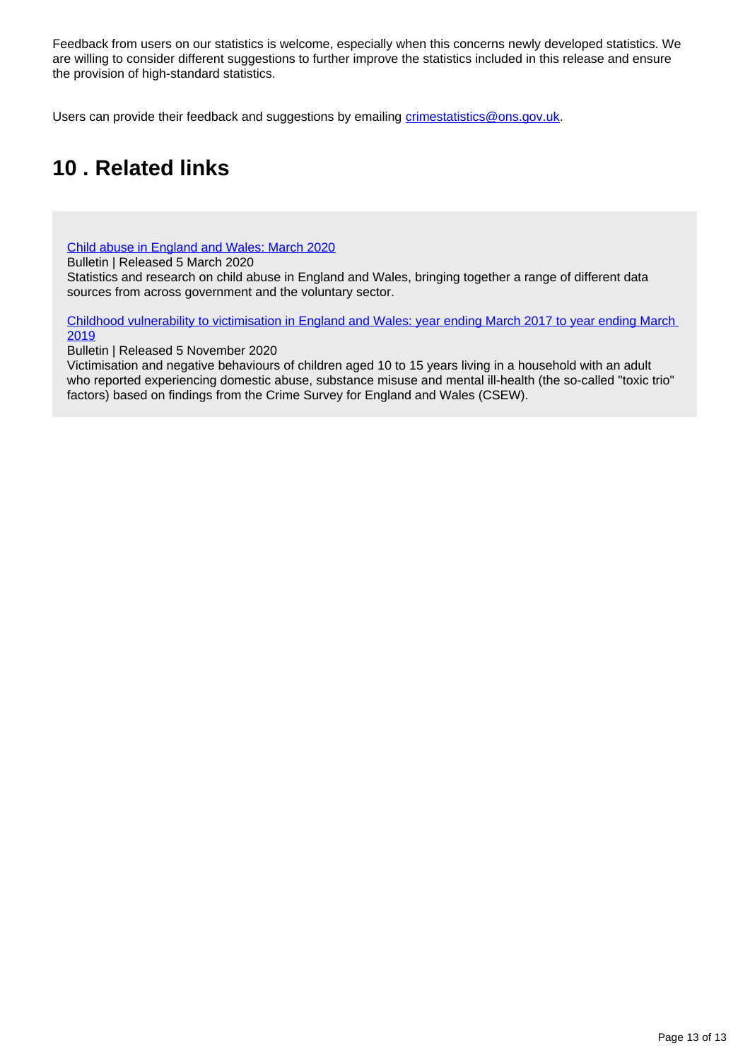Feedback from users on our statistics is welcome, especially when this concerns newly developed statistics. We are willing to consider different suggestions to further improve the statistics included in this release and ensure the provision of high-standard statistics.

Users can provide their feedback and suggestions by emailing [crimestatistics@ons.gov.uk](mailto:crimestatistics@ons.gov.uk).

## 10 . Related links

[Child abuse in England and Wales: March 2020](#)
Bulletin | Released 5 March 2020
Statistics and research on child abuse in England and Wales, bringing together a range of different data sources from across government and the voluntary sector.

[Childhood vulnerability to victimisation in England and Wales: year ending March 2017 to year ending March 2019](#)
Bulletin | Released 5 November 2020
Victimisation and negative behaviours of children aged 10 to 15 years living in a household with an adult who reported experiencing domestic abuse, substance misuse and mental ill-health (the so-called "toxic trio" factors) based on findings from the Crime Survey for England and Wales (CSEW).